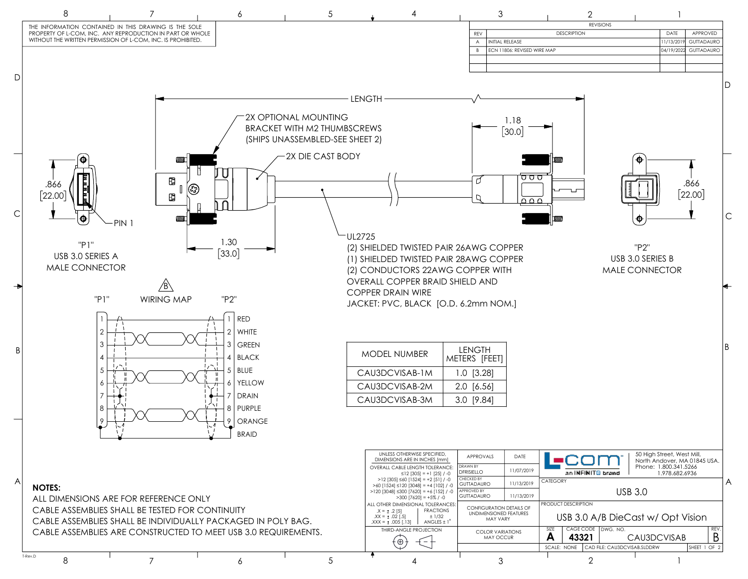THE INFORMATION CONTAINED IN THIS DRAWING IS THE SOLE PROPERTY OF L-COM, INC. ANY REPRODUCTION IN PART OR WHOLE WITHOUT THE WRITTEN PERMISSION OF L-COM, INC. IS PROHIBITED.

| REVISIONS | | | |
|---|---|---|---|
| REV | DESCRIPTION | DATE | APPROVED |
| A | INITIAL RELEASE | 11/13/2019 | GUTTADAURO |
| B | ECN 11806: REVISED WIRE MAP | 04/19/2022 | GUTTADAURO |

LENGTH

2X OPTIONAL MOUNTING BRACKET WITH M2 THUMBSCREWS (SHIPS UNASSEMBLED-SEE SHEET 2)

2X DIE CAST BODY

1.18 [30.0]

.866 [22.00]

PIN 1

1.30 [33.0]

"P1" USB 3.0 SERIES A MALE CONNECTOR

UL2725
(2) SHIELDED TWISTED PAIR 26AWG COPPER
(1) SHIELDED TWISTED PAIR 28AWG COPPER
(2) CONDUCTORS 22AWG COPPER WITH OVERALL COPPER BRAID SHIELD AND COPPER DRAIN WIRE
JACKET: PVC, BLACK [O.D. 6.2mm NOM.]

"P2" USB 3.0 SERIES B MALE CONNECTOR

B WIRING MAP

| "P1" | "P2" | |
|---|---|---|
| 1 | 1 | RED |
| 2 | 2 | WHITE |
| 3 | 3 | GREEN |
| 4 | 4 | BLACK |
| 5 | 5 | BLUE |
| 6 | 6 | YELLOW |
| 7 | 7 | DRAIN |
| 8 | 8 | PURPLE |
| 9 | 9 | ORANGE |
| | | BRAID |

| MODEL NUMBER | LENGTH METERS [FEET] |
|---|---|
| CAU3DCVISAB-1M | 1.0 [3.28] |
| CAU3DCVISAB-2M | 2.0 [6.56] |
| CAU3DCVISAB-3M | 3.0 [9.84] |

**NOTES:**

ALL DIMENSIONS ARE FOR REFERENCE ONLY
CABLE ASSEMBLIES SHALL BE TESTED FOR CONTINUITY
CABLE ASSEMBLIES SHALL BE INDIVIDUALLY PACKAGED IN POLY BAG.
CABLE ASSEMBLIES ARE CONSTRUCTED TO MEET USB 3.0 REQUIREMENTS.

UNLESS OTHERWISE SPECIFIED, DIMENSIONS ARE IN INCHES [mm]

OVERALL CABLE LENGTH TOLERANCE:
≤12 [305] = +1 [25] / -0
>12 [305] ≤60 [1524] = +2 [51] / -0
>60 [1524] ≤120 [3048] = +4 [102] / -0
>120 [3048] ≤300 [7620] = +6 [152] / -0
>300 [7620] = +5% / -0

ALL OTHER DIMENSIONAL TOLERANCES:
.X = ± .2 [5]
.XX = ± .02 [.5]
.XXX = ± .005 [.13]
FRACTIONS ± 1/32
ANGLES ± 1°

THIRD-ANGLE PROJECTION

| APPROVALS | DATE |
|---|---|
| DRAWN BY DFRISIELLO | 11/07/2019 |
| CHECKED BY GUTTADAURO | 11/13/2019 |
| APPROVED BY GUTTADAURO | 11/13/2019 |

CONFIGURATION DETAILS OF UNDIMENSIONED FEATURES MAY VARY

COLOR VARIATIONS MAY OCCUR

L-com an INFINITE brand
50 High Street, West Mill, North Andover, MA 01845 USA.
Phone: 1.800.341.5266
1.978.682.6936

CATEGORY: USB 3.0

PRODUCT DESCRIPTION: USB 3.0 A/B DieCast w/ Opt Vision

SIZE: A | CAGE CODE: 43321 | DWG. NO.: CAU3DCVISAB | REV.: B

SCALE: NONE | CAD FILE: CAU3DCVISAB.SLDDRW | SHEET 1 OF 2

T-Rev.D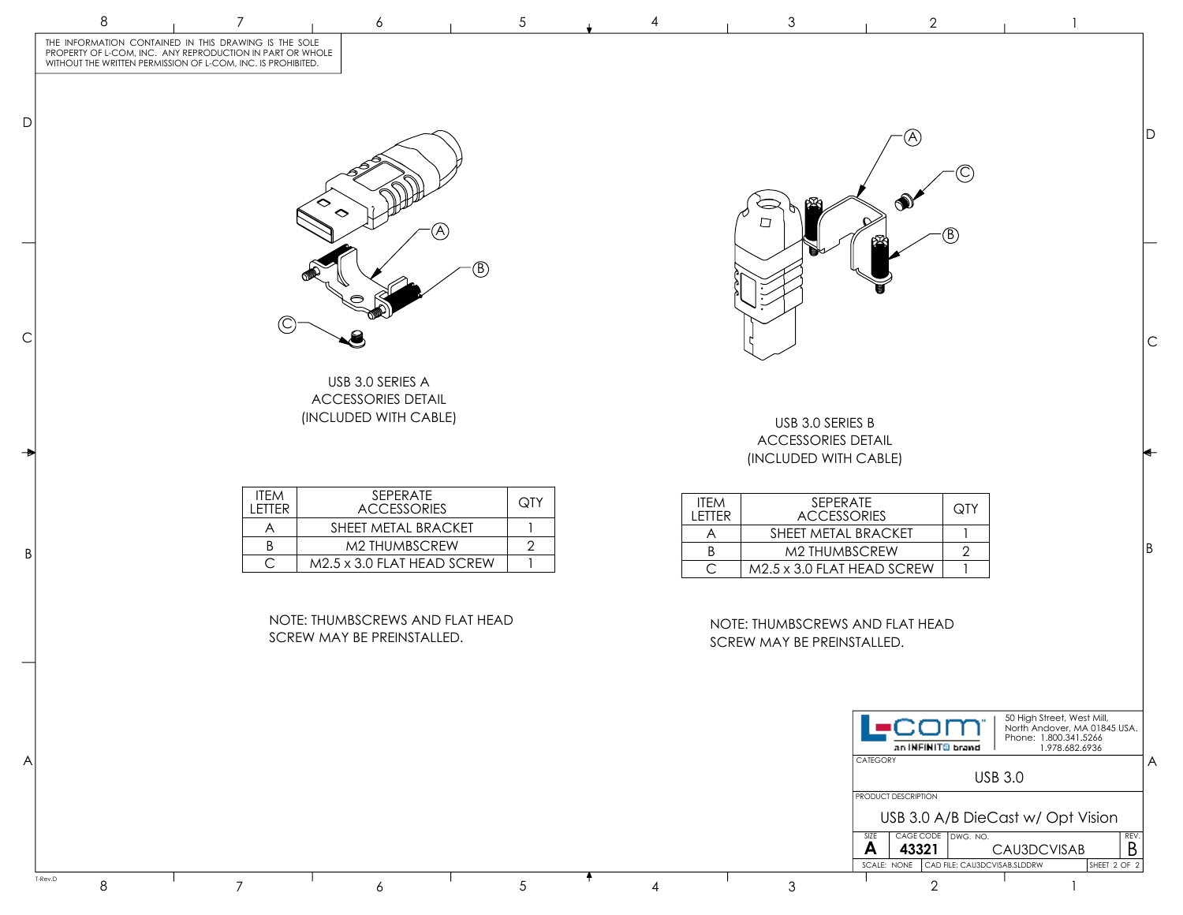THE INFORMATION CONTAINED IN THIS DRAWING IS THE SOLE PROPERTY OF L-COM, INC. ANY REPRODUCTION IN PART OR WHOLE WITHOUT THE WRITTEN PERMISSION OF L-COM, INC. IS PROHIBITED.

A

B

C

USB 3.0 SERIES A
ACCESSORIES DETAIL
(INCLUDED WITH CABLE)

| ITEM LETTER | SEPERATE ACCESSORIES | QTY |
| --- | --- | --- |
| A | SHEET METAL BRACKET | 1 |
| B | M2 THUMBSCREW | 2 |
| C | M2.5 x 3.0 FLAT HEAD SCREW | 1 |

NOTE: THUMBSCREWS AND FLAT HEAD SCREW MAY BE PREINSTALLED.

A

C

B

USB 3.0 SERIES B
ACCESSORIES DETAIL
(INCLUDED WITH CABLE)

| ITEM LETTER | SEPERATE ACCESSORIES | QTY |
| --- | --- | --- |
| A | SHEET METAL BRACKET | 1 |
| B | M2 THUMBSCREW | 2 |
| C | M2.5 x 3.0 FLAT HEAD SCREW | 1 |

NOTE: THUMBSCREWS AND FLAT HEAD SCREW MAY BE PREINSTALLED.

L-com an INFINITE brand

50 High Street, West Mill,
North Andover, MA 01845 USA.
Phone: 1.800.341.5266
1.978.682.6936

CATEGORY: USB 3.0

PRODUCT DESCRIPTION: USB 3.0 A/B DieCast w/ Opt Vision

SIZE: A | CAGE CODE: 43321 | DWG. NO.: CAU3DCVISAB | REV.: B

SCALE: NONE | CAD FILE: CAU3DCVISAB.SLDDRW | SHEET 2 OF 2

T-Rev.D